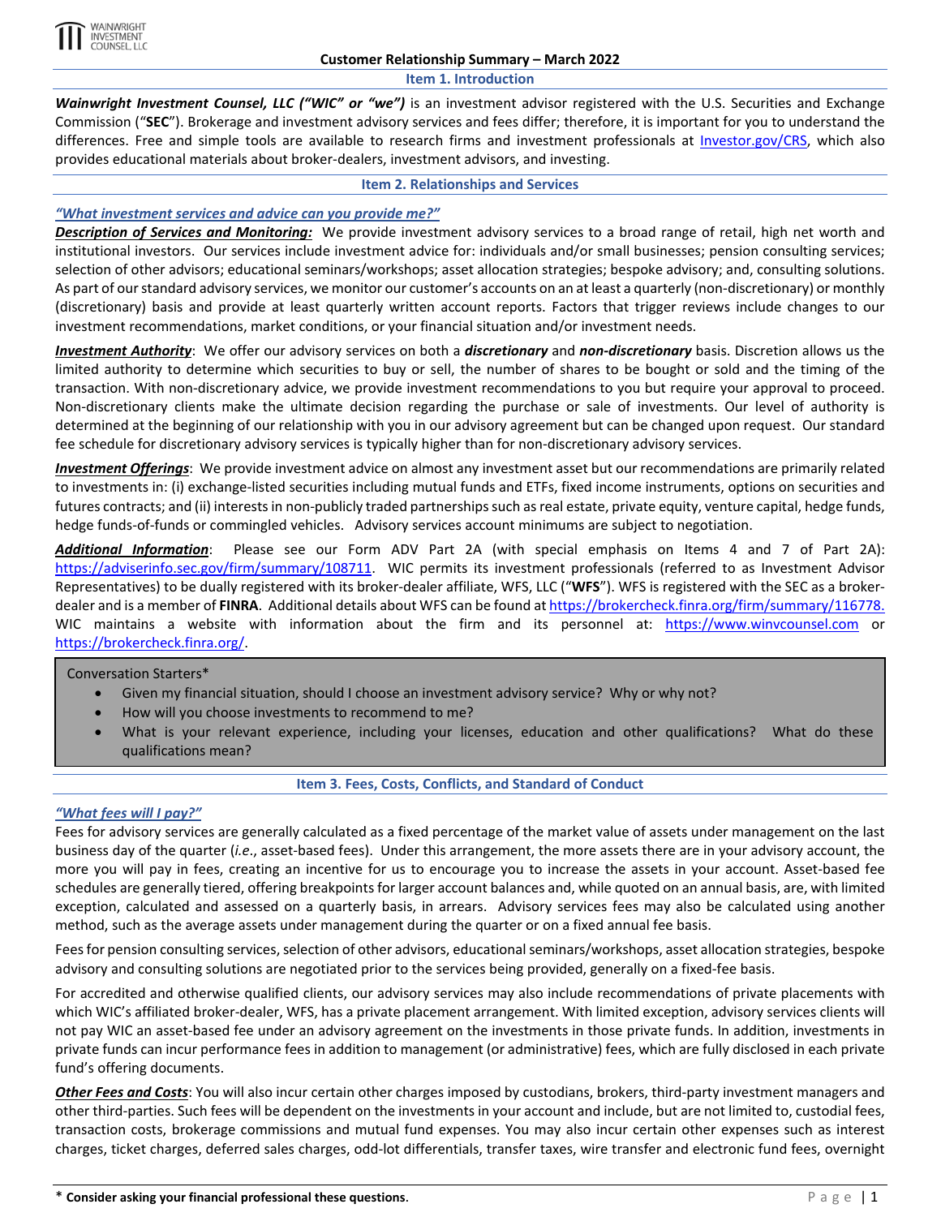WAINWRIGHT INVESTMENT COUNSEL, LLC

**Customer Relationship Summary – March 2022**

## Item 1. Introduction

***Wainwright Investment Counsel, LLC ("WIC" or "we")*** is an investment advisor registered with the U.S. Securities and Exchange Commission ("**SEC**"). Brokerage and investment advisory services and fees differ; therefore, it is important for you to understand the differences. Free and simple tools are available to research firms and investment professionals at [Investor.gov/CRS](https://Investor.gov/CRS), which also provides educational materials about broker-dealers, investment advisors, and investing.

## Item 2. Relationships and Services

***"What investment services and advice can you provide me?"***

***Description of Services and Monitoring:*** We provide investment advisory services to a broad range of retail, high net worth and institutional investors. Our services include investment advice for: individuals and/or small businesses; pension consulting services; selection of other advisors; educational seminars/workshops; asset allocation strategies; bespoke advisory; and, consulting solutions. As part of our standard advisory services, we monitor our customer's accounts on an at least a quarterly (non-discretionary) or monthly (discretionary) basis and provide at least quarterly written account reports. Factors that trigger reviews include changes to our investment recommendations, market conditions, or your financial situation and/or investment needs.

***Investment Authority***: We offer our advisory services on both a ***discretionary*** and ***non-discretionary*** basis. Discretion allows us the limited authority to determine which securities to buy or sell, the number of shares to be bought or sold and the timing of the transaction. With non-discretionary advice, we provide investment recommendations to you but require your approval to proceed. Non-discretionary clients make the ultimate decision regarding the purchase or sale of investments. Our level of authority is determined at the beginning of our relationship with you in our advisory agreement but can be changed upon request. Our standard fee schedule for discretionary advisory services is typically higher than for non-discretionary advisory services.

***Investment Offerings***: We provide investment advice on almost any investment asset but our recommendations are primarily related to investments in: (i) exchange-listed securities including mutual funds and ETFs, fixed income instruments, options on securities and futures contracts; and (ii) interests in non-publicly traded partnerships such as real estate, private equity, venture capital, hedge funds, hedge funds-of-funds or commingled vehicles. Advisory services account minimums are subject to negotiation.

***Additional Information***: Please see our Form ADV Part 2A (with special emphasis on Items 4 and 7 of Part 2A): https://adviserinfo.sec.gov/firm/summary/108711. WIC permits its investment professionals (referred to as Investment Advisor Representatives) to be dually registered with its broker-dealer affiliate, WFS, LLC ("**WFS**"). WFS is registered with the SEC as a broker-dealer and is a member of **FINRA**. Additional details about WFS can be found at https://brokercheck.finra.org/firm/summary/116778. WIC maintains a website with information about the firm and its personnel at: https://www.winvcounsel.com or https://brokercheck.finra.org/.

> Conversation Starters*
> - Given my financial situation, should I choose an investment advisory service? Why or why not?
> - How will you choose investments to recommend to me?
> - What is your relevant experience, including your licenses, education and other qualifications? What do these qualifications mean?

## Item 3. Fees, Costs, Conflicts, and Standard of Conduct

***"What fees will I pay?"***

Fees for advisory services are generally calculated as a fixed percentage of the market value of assets under management on the last business day of the quarter (*i.e*., asset-based fees). Under this arrangement, the more assets there are in your advisory account, the more you will pay in fees, creating an incentive for us to encourage you to increase the assets in your account. Asset-based fee schedules are generally tiered, offering breakpoints for larger account balances and, while quoted on an annual basis, are, with limited exception, calculated and assessed on a quarterly basis, in arrears. Advisory services fees may also be calculated using another method, such as the average assets under management during the quarter or on a fixed annual fee basis.

Fees for pension consulting services, selection of other advisors, educational seminars/workshops, asset allocation strategies, bespoke advisory and consulting solutions are negotiated prior to the services being provided, generally on a fixed-fee basis.

For accredited and otherwise qualified clients, our advisory services may also include recommendations of private placements with which WIC's affiliated broker-dealer, WFS, has a private placement arrangement. With limited exception, advisory services clients will not pay WIC an asset-based fee under an advisory agreement on the investments in those private funds. In addition, investments in private funds can incur performance fees in addition to management (or administrative) fees, which are fully disclosed in each private fund's offering documents.

***Other Fees and Costs***: You will also incur certain other charges imposed by custodians, brokers, third-party investment managers and other third-parties. Such fees will be dependent on the investments in your account and include, but are not limited to, custodial fees, transaction costs, brokerage commissions and mutual fund expenses. You may also incur certain other expenses such as interest charges, ticket charges, deferred sales charges, odd-lot differentials, transfer taxes, wire transfer and electronic fund fees, overnight

\* **Consider asking your financial professional these questions.**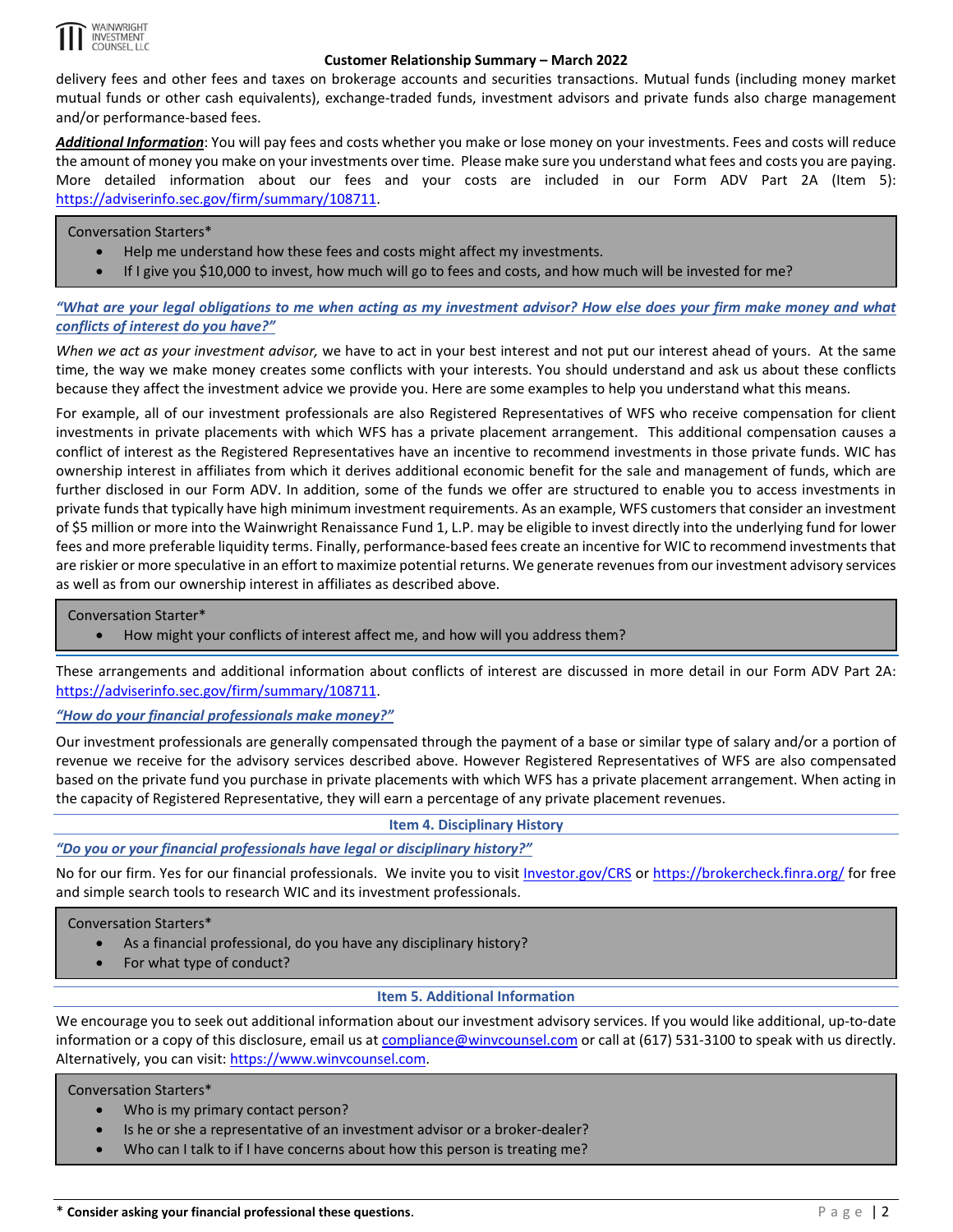delivery fees and other fees and taxes on brokerage accounts and securities transactions. Mutual funds (including money market mutual funds or other cash equivalents), exchange-traded funds, investment advisors and private funds also charge management and/or performance-based fees.

***Additional Information***: You will pay fees and costs whether you make or lose money on your investments. Fees and costs will reduce the amount of money you make on your investments over time. Please make sure you understand what fees and costs you are paying. More detailed information about our fees and your costs are included in our Form ADV Part 2A (Item 5): https://adviserinfo.sec.gov/firm/summary/108711.

> Conversation Starters*
> - Help me understand how these fees and costs might affect my investments.
> - If I give you $10,000 to invest, how much will go to fees and costs, and how much will be invested for me?

***"What are your legal obligations to me when acting as my investment advisor? How else does your firm make money and what conflicts of interest do you have?"***

*When we act as your investment advisor,* we have to act in your best interest and not put our interest ahead of yours. At the same time, the way we make money creates some conflicts with your interests. You should understand and ask us about these conflicts because they affect the investment advice we provide you. Here are some examples to help you understand what this means.

For example, all of our investment professionals are also Registered Representatives of WFS who receive compensation for client investments in private placements with which WFS has a private placement arrangement. This additional compensation causes a conflict of interest as the Registered Representatives have an incentive to recommend investments in those private funds. WIC has ownership interest in affiliates from which it derives additional economic benefit for the sale and management of funds, which are further disclosed in our Form ADV. In addition, some of the funds we offer are structured to enable you to access investments in private funds that typically have high minimum investment requirements. As an example, WFS customers that consider an investment of $5 million or more into the Wainwright Renaissance Fund 1, L.P. may be eligible to invest directly into the underlying fund for lower fees and more preferable liquidity terms. Finally, performance-based fees create an incentive for WIC to recommend investments that are riskier or more speculative in an effort to maximize potential returns. We generate revenues from our investment advisory services as well as from our ownership interest in affiliates as described above.

> Conversation Starter*
> - How might your conflicts of interest affect me, and how will you address them?

These arrangements and additional information about conflicts of interest are discussed in more detail in our Form ADV Part 2A: https://adviserinfo.sec.gov/firm/summary/108711.

***"How do your financial professionals make money?"***

Our investment professionals are generally compensated through the payment of a base or similar type of salary and/or a portion of revenue we receive for the advisory services described above. However Registered Representatives of WFS are also compensated based on the private fund you purchase in private placements with which WFS has a private placement arrangement. When acting in the capacity of Registered Representative, they will earn a percentage of any private placement revenues.

## Item 4. Disciplinary History

***"Do you or your financial professionals have legal or disciplinary history?"***

No for our firm. Yes for our financial professionals. We invite you to visit Investor.gov/CRS or https://brokercheck.finra.org/ for free and simple search tools to research WIC and its investment professionals.

> Conversation Starters*
> - As a financial professional, do you have any disciplinary history?
> - For what type of conduct?

## Item 5. Additional Information

We encourage you to seek out additional information about our investment advisory services. If you would like additional, up-to-date information or a copy of this disclosure, email us at compliance@winvcounsel.com or call at (617) 531-3100 to speak with us directly. Alternatively, you can visit: https://www.winvcounsel.com.

> Conversation Starters*
> - Who is my primary contact person?
> - Is he or she a representative of an investment advisor or a broker-dealer?
> - Who can I talk to if I have concerns about how this person is treating me?

\* **Consider asking your financial professional these questions.**